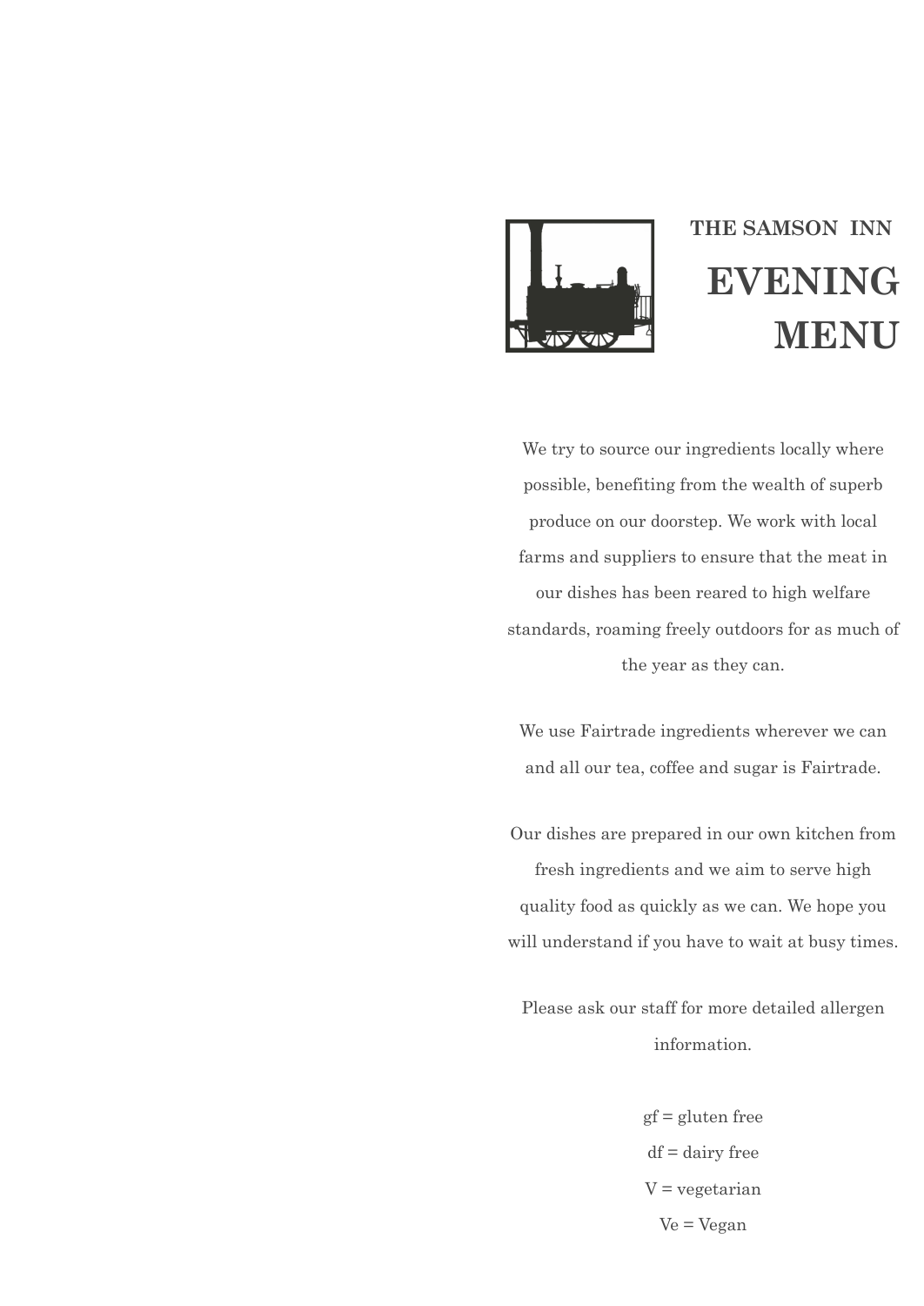**THE SAMSON INN**

# EVENING MENU

We try to source our ingredients locally where possible, benefiting from the wealth of superb produce on our doorstep. We work with local farms and suppliers to ensure that the meat in our dishes has been reared to high welfare standards, roaming freely outdoors for as much of the year as they can.

We use Fairtrade ingredients wherever we can and all our tea, coffee and sugar is Fairtrade.

Our dishes are prepared in our own kitchen from fresh ingredients and we aim to serve high quality food as quickly as we can. We hope you will understand if you have to wait at busy times.

Please ask our staff for more detailed allergen information.

gf = gluten free
df = dairy free
V = vegetarian
Ve = Vegan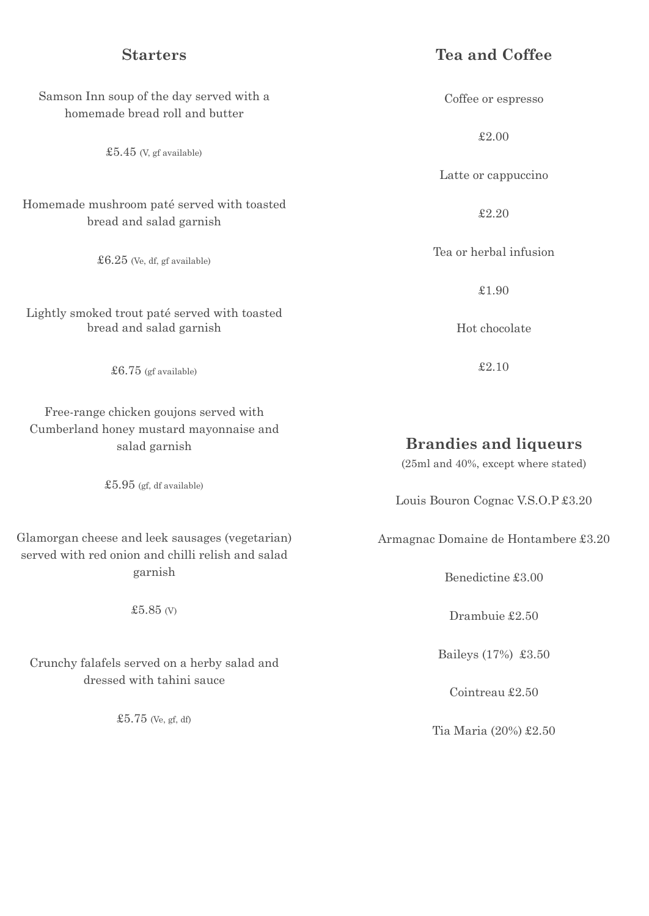## Starters

Samson Inn soup of the day served with a homemade bread roll and butter

£5.45 (V, gf available)

Homemade mushroom paté served with toasted bread and salad garnish

£6.25 (Ve, df, gf available)

Lightly smoked trout paté served with toasted bread and salad garnish

£6.75 (gf available)

Free-range chicken goujons served with Cumberland honey mustard mayonnaise and salad garnish

£5.95 (gf, df available)

Glamorgan cheese and leek sausages (vegetarian) served with red onion and chilli relish and salad garnish

£5.85 (V)

Crunchy falafels served on a herby salad and dressed with tahini sauce

£5.75 (Ve, gf, df)

## Tea and Coffee

Coffee or espresso

£2.00

Latte or cappuccino

£2.20

Tea or herbal infusion

£1.90

Hot chocolate

£2.10

## Brandies and liqueurs

(25ml and 40%, except where stated)

Louis Bouron Cognac V.S.O.P £3.20

Armagnac Domaine de Hontambere £3.20

Benedictine £3.00

Drambuie £2.50

Baileys (17%) £3.50

Cointreau £2.50

Tia Maria (20%) £2.50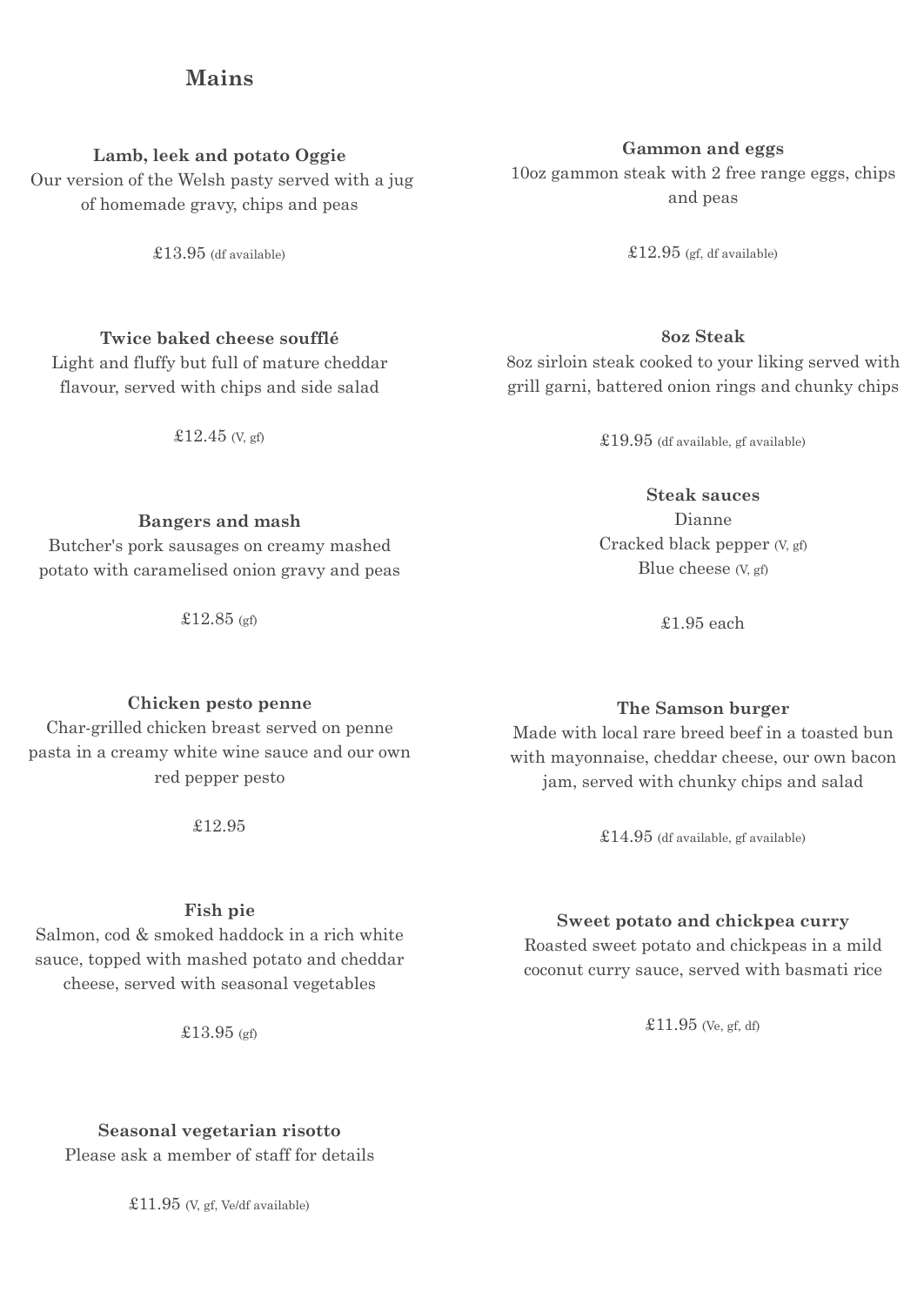## Mains

**Lamb, leek and potato Oggie**
Our version of the Welsh pasty served with a jug of homemade gravy, chips and peas

£13.95 (df available)

**Twice baked cheese soufflé**
Light and fluffy but full of mature cheddar flavour, served with chips and side salad

£12.45 (V, gf)

**Bangers and mash**
Butcher's pork sausages on creamy mashed potato with caramelised onion gravy and peas

£12.85 (gf)

**Chicken pesto penne**
Char-grilled chicken breast served on penne pasta in a creamy white wine sauce and our own red pepper pesto

£12.95

**Fish pie**
Salmon, cod & smoked haddock in a rich white sauce, topped with mashed potato and cheddar cheese, served with seasonal vegetables

£13.95 (gf)

**Seasonal vegetarian risotto**
Please ask a member of staff for details

£11.95 (V, gf, Ve/df available)

**Gammon and eggs**
10oz gammon steak with 2 free range eggs, chips and peas

£12.95 (gf, df available)

**8oz Steak**
8oz sirloin steak cooked to your liking served with grill garni, battered onion rings and chunky chips

£19.95 (df available, gf available)

**Steak sauces**
Dianne
Cracked black pepper (V, gf)
Blue cheese (V, gf)

£1.95 each

**The Samson burger**
Made with local rare breed beef in a toasted bun with mayonnaise, cheddar cheese, our own bacon jam, served with chunky chips and salad

£14.95 (df available, gf available)

**Sweet potato and chickpea curry**
Roasted sweet potato and chickpeas in a mild coconut curry sauce, served with basmati rice

£11.95 (Ve, gf, df)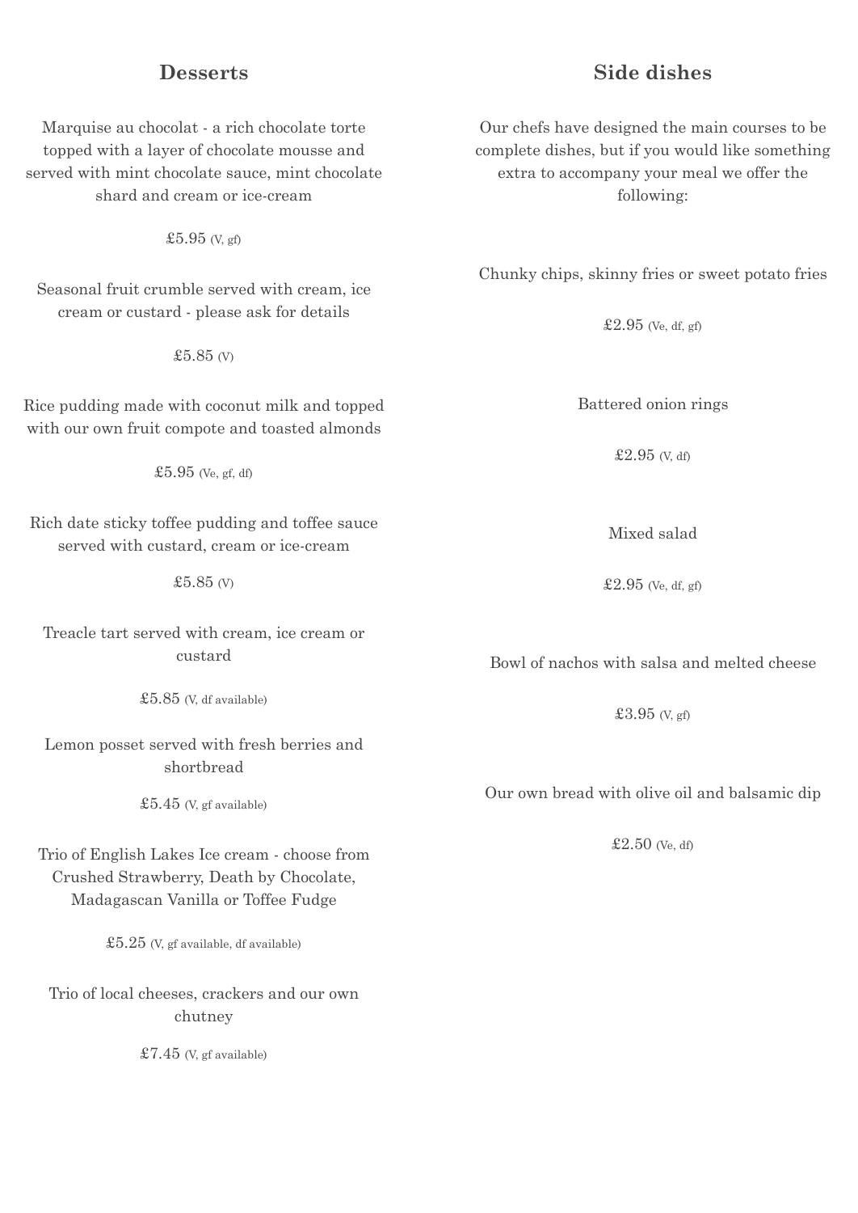## Desserts

Marquise au chocolat - a rich chocolate torte topped with a layer of chocolate mousse and served with mint chocolate sauce, mint chocolate shard and cream or ice-cream

£5.95 (V, gf)

Seasonal fruit crumble served with cream, ice cream or custard - please ask for details

£5.85 (V)

Rice pudding made with coconut milk and topped with our own fruit compote and toasted almonds

£5.95 (Ve, gf, df)

Rich date sticky toffee pudding and toffee sauce served with custard, cream or ice-cream

£5.85 (V)

Treacle tart served with cream, ice cream or custard

£5.85 (V, df available)

Lemon posset served with fresh berries and shortbread

£5.45 (V, gf available)

Trio of English Lakes Ice cream - choose from Crushed Strawberry, Death by Chocolate, Madagascan Vanilla or Toffee Fudge

£5.25 (V, gf available, df available)

Trio of local cheeses, crackers and our own chutney

£7.45 (V, gf available)

## Side dishes

Our chefs have designed the main courses to be complete dishes, but if you would like something extra to accompany your meal we offer the following:

Chunky chips, skinny fries or sweet potato fries

£2.95 (Ve, df, gf)

Battered onion rings

£2.95 (V, df)

Mixed salad

£2.95 (Ve, df, gf)

Bowl of nachos with salsa and melted cheese

£3.95 (V, gf)

Our own bread with olive oil and balsamic dip

£2.50 (Ve, df)